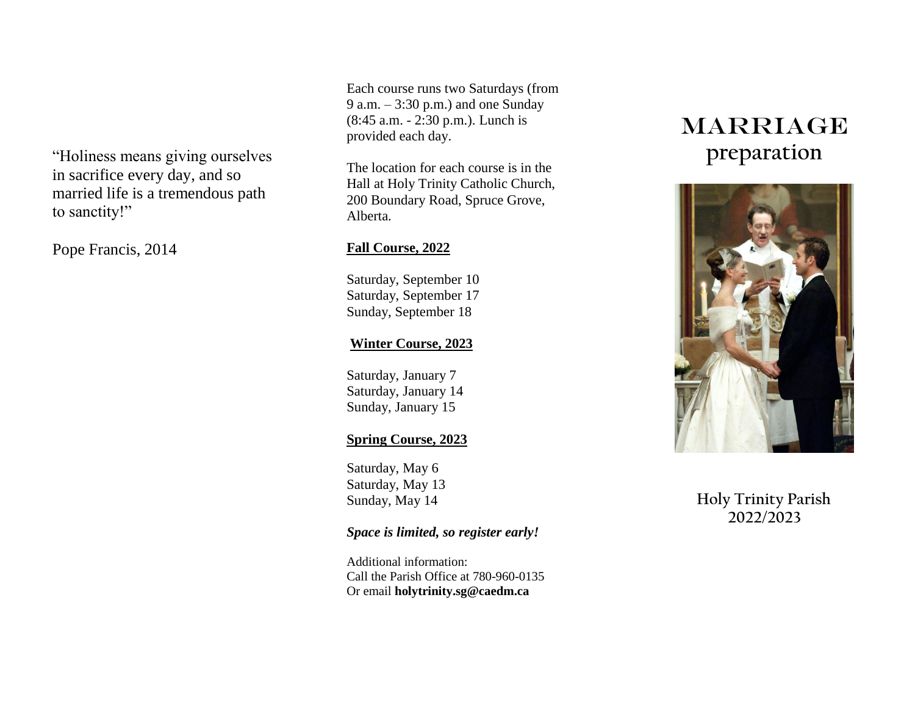"Holiness means giving ourselves in sacrifice every day, and so married life is a tremendous path to sanctity!"

Pope Francis, 2014

Each course runs two Saturdays (from 9 a.m. – 3:30 p.m.) and one Sunday (8:45 a.m. - 2:30 p.m.). Lunch is provided each day.

The location for each course is in the Hall at Holy Trinity Catholic Church, 200 Boundary Road, Spruce Grove, Alberta.

**Fall Course, 2022**

Saturday, September 10
Saturday, September 17
Sunday, September 18

**Winter Course, 2023**

Saturday, January 7
Saturday, January 14
Sunday, January 15

**Spring Course, 2023**

Saturday, May 6
Saturday, May 13
Sunday, May 14

***Space is limited, so register early!***

Additional information:
Call the Parish Office at 780-960-0135
Or email **holytrinity.sg@caedm.ca**

# MARRIAGE preparation

Holy Trinity Parish
2022/2023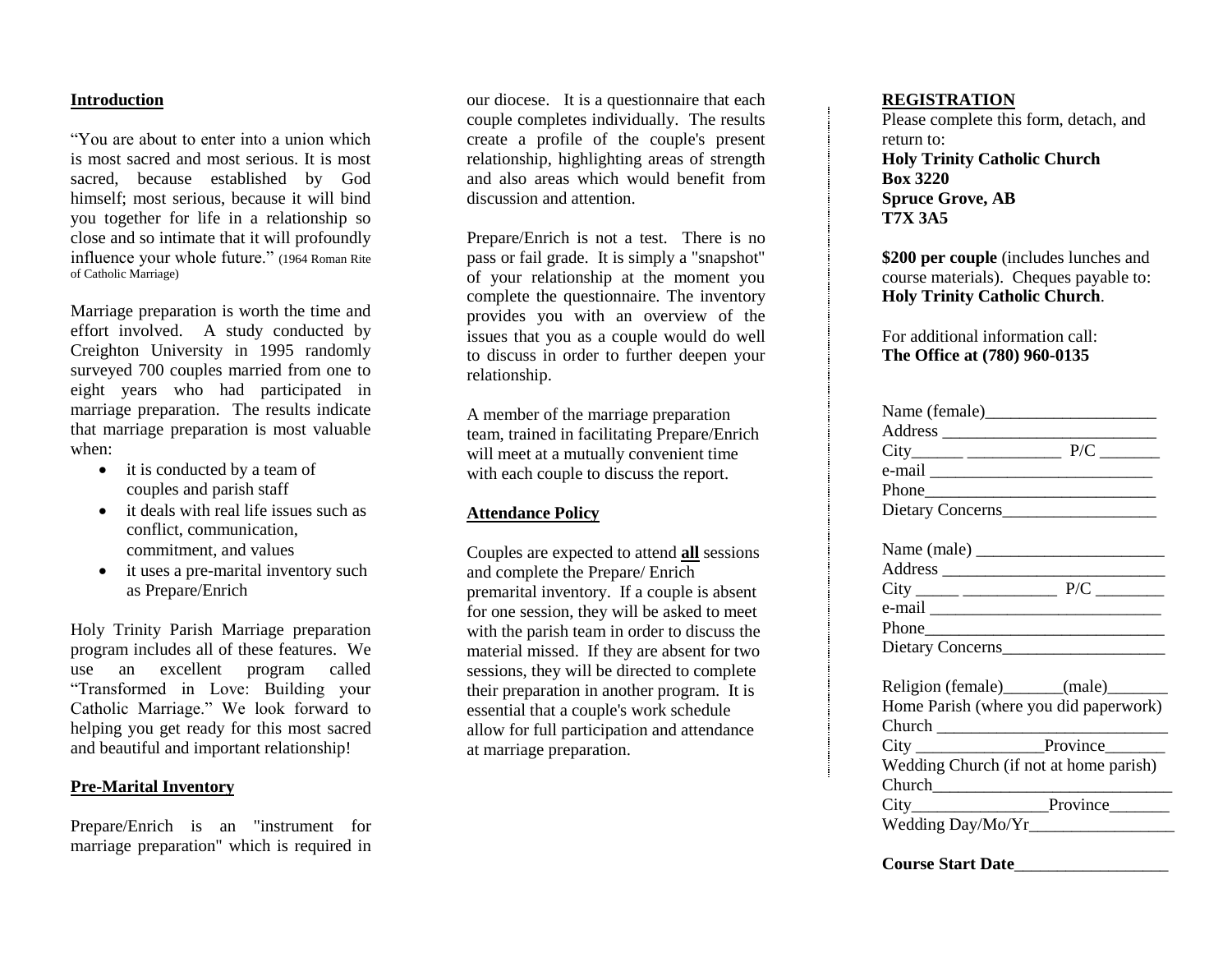## Introduction

"You are about to enter into a union which is most sacred and most serious. It is most sacred, because established by God himself; most serious, because it will bind you together for life in a relationship so close and so intimate that it will profoundly influence your whole future." (1964 Roman Rite of Catholic Marriage)

Marriage preparation is worth the time and effort involved. A study conducted by Creighton University in 1995 randomly surveyed 700 couples married from one to eight years who had participated in marriage preparation. The results indicate that marriage preparation is most valuable when:

- it is conducted by a team of couples and parish staff
- it deals with real life issues such as conflict, communication, commitment, and values
- it uses a pre-marital inventory such as Prepare/Enrich

Holy Trinity Parish Marriage preparation program includes all of these features. We use an excellent program called "Transformed in Love: Building your Catholic Marriage." We look forward to helping you get ready for this most sacred and beautiful and important relationship!

## Pre-Marital Inventory

Prepare/Enrich is an "instrument for marriage preparation" which is required in our diocese. It is a questionnaire that each couple completes individually. The results create a profile of the couple's present relationship, highlighting areas of strength and also areas which would benefit from discussion and attention.

Prepare/Enrich is not a test. There is no pass or fail grade. It is simply a "snapshot" of your relationship at the moment you complete the questionnaire. The inventory provides you with an overview of the issues that you as a couple would do well to discuss in order to further deepen your relationship.

A member of the marriage preparation team, trained in facilitating Prepare/Enrich will meet at a mutually convenient time with each couple to discuss the report.

## Attendance Policy

Couples are expected to attend **all** sessions and complete the Prepare/ Enrich premarital inventory. If a couple is absent for one session, they will be asked to meet with the parish team in order to discuss the material missed. If they are absent for two sessions, they will be directed to complete their preparation in another program. It is essential that a couple's work schedule allow for full participation and attendance at marriage preparation.

## REGISTRATION

Please complete this form, detach, and return to:
**Holy Trinity Catholic Church**
**Box 3220**
**Spruce Grove, AB**
**T7X 3A5**

**$200 per couple** (includes lunches and course materials). Cheques payable to: **Holy Trinity Catholic Church**.

For additional information call:
**The Office at (780) 960-0135**

Name (female)____________________
Address _________________________
City______ ___________ P/C _______
e-mail __________________________
Phone___________________________
Dietary Concerns__________________

Name (male) ______________________
Address __________________________
City _____ ___________ P/C ________
e-mail ___________________________
Phone____________________________
Dietary Concerns___________________

Religion (female)_______(male)_______
Home Parish (where you did paperwork)
Church ___________________________
City _______________Province_______
Wedding Church (if not at home parish)
Church____________________________
City________________Province_______
Wedding Day/Mo/Yr_________________

**Course Start Date**__________________